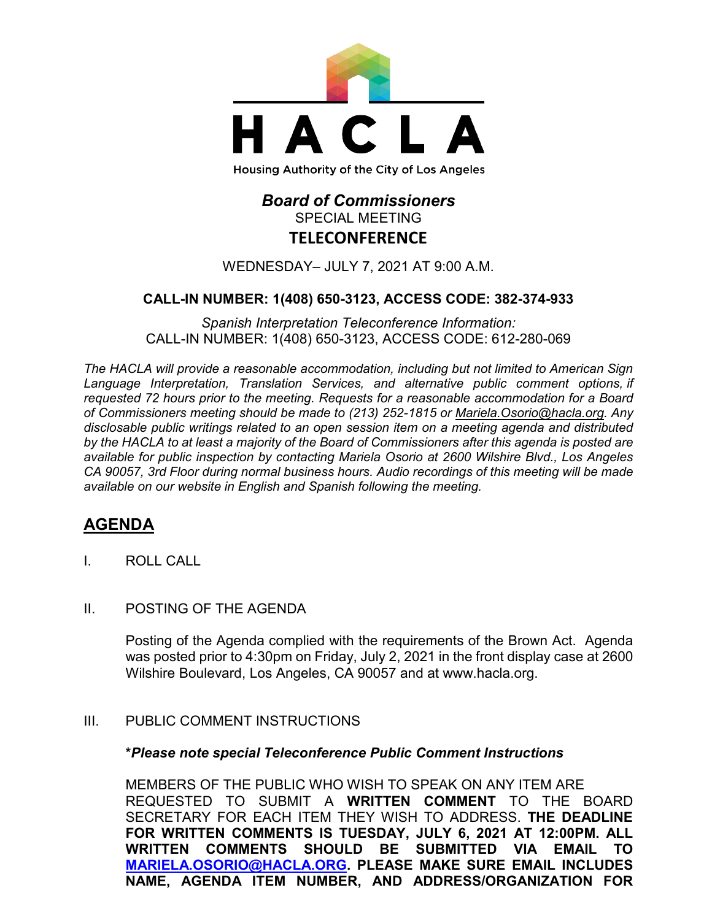# HACLA

Housing Authority of the City of Los Angeles

## *Board of Commissioners*

SPECIAL MEETING

**TELECONFERENCE**

WEDNESDAY– JULY 7, 2021 AT 9:00 A.M.

**CALL-IN NUMBER: 1(408) 650-3123, ACCESS CODE: 382-374-933**

*Spanish Interpretation Teleconference Information:*
CALL-IN NUMBER: 1(408) 650-3123, ACCESS CODE: 612-280-069

*The HACLA will provide a reasonable accommodation, including but not limited to American Sign Language Interpretation, Translation Services, and alternative public comment options, if requested 72 hours prior to the meeting. Requests for a reasonable accommodation for a Board of Commissioners meeting should be made to (213) 252-1815 or Mariela.Osorio@hacla.org. Any disclosable public writings related to an open session item on a meeting agenda and distributed by the HACLA to at least a majority of the Board of Commissioners after this agenda is posted are available for public inspection by contacting Mariela Osorio at 2600 Wilshire Blvd., Los Angeles CA 90057, 3rd Floor during normal business hours. Audio recordings of this meeting will be made available on our website in English and Spanish following the meeting.*

## AGENDA

I. ROLL CALL

II. POSTING OF THE AGENDA

Posting of the Agenda complied with the requirements of the Brown Act. Agenda was posted prior to 4:30pm on Friday, July 2, 2021 in the front display case at 2600 Wilshire Boulevard, Los Angeles, CA 90057 and at www.hacla.org.

III. PUBLIC COMMENT INSTRUCTIONS

**\****Please note special Teleconference Public Comment Instructions***

MEMBERS OF THE PUBLIC WHO WISH TO SPEAK ON ANY ITEM ARE REQUESTED TO SUBMIT A **WRITTEN COMMENT** TO THE BOARD SECRETARY FOR EACH ITEM THEY WISH TO ADDRESS. **THE DEADLINE FOR WRITTEN COMMENTS IS TUESDAY, JULY 6, 2021 AT 12:00PM. ALL WRITTEN COMMENTS SHOULD BE SUBMITTED VIA EMAIL TO MARIELA.OSORIO@HACLA.ORG. PLEASE MAKE SURE EMAIL INCLUDES NAME, AGENDA ITEM NUMBER, AND ADDRESS/ORGANIZATION FOR**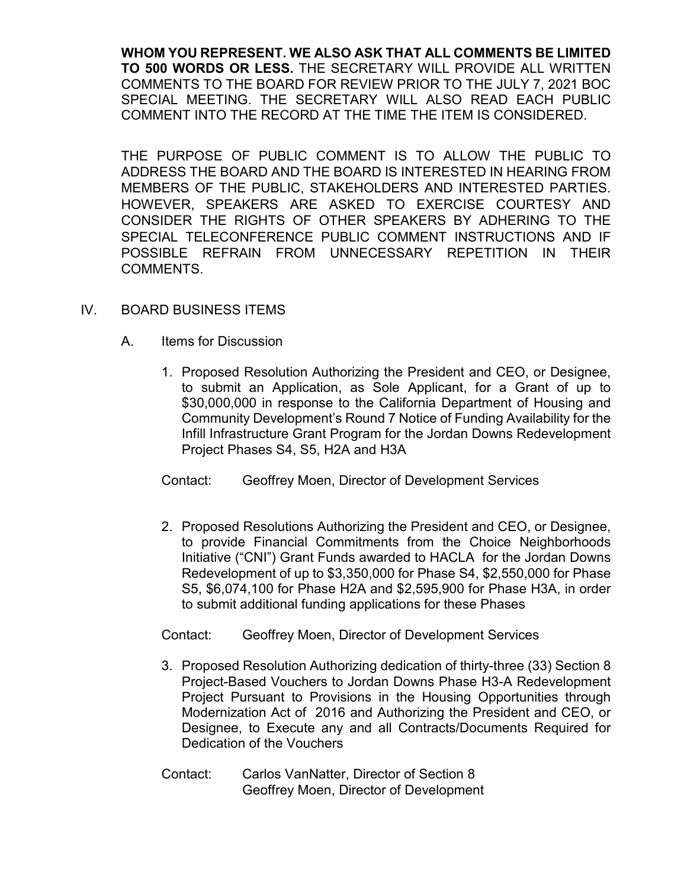**WHOM YOU REPRESENT. WE ALSO ASK THAT ALL COMMENTS BE LIMITED TO 500 WORDS OR LESS.** THE SECRETARY WILL PROVIDE ALL WRITTEN COMMENTS TO THE BOARD FOR REVIEW PRIOR TO THE JULY 7, 2021 BOC SPECIAL MEETING. THE SECRETARY WILL ALSO READ EACH PUBLIC COMMENT INTO THE RECORD AT THE TIME THE ITEM IS CONSIDERED.

THE PURPOSE OF PUBLIC COMMENT IS TO ALLOW THE PUBLIC TO ADDRESS THE BOARD AND THE BOARD IS INTERESTED IN HEARING FROM MEMBERS OF THE PUBLIC, STAKEHOLDERS AND INTERESTED PARTIES. HOWEVER, SPEAKERS ARE ASKED TO EXERCISE COURTESY AND CONSIDER THE RIGHTS OF OTHER SPEAKERS BY ADHERING TO THE SPECIAL TELECONFERENCE PUBLIC COMMENT INSTRUCTIONS AND IF POSSIBLE REFRAIN FROM UNNECESSARY REPETITION IN THEIR COMMENTS.

IV. BOARD BUSINESS ITEMS

A. Items for Discussion

1. Proposed Resolution Authorizing the President and CEO, or Designee, to submit an Application, as Sole Applicant, for a Grant of up to $30,000,000 in response to the California Department of Housing and Community Development's Round 7 Notice of Funding Availability for the Infill Infrastructure Grant Program for the Jordan Downs Redevelopment Project Phases S4, S5, H2A and H3A

   Contact: Geoffrey Moen, Director of Development Services

2. Proposed Resolutions Authorizing the President and CEO, or Designee, to provide Financial Commitments from the Choice Neighborhoods Initiative ("CNI") Grant Funds awarded to HACLA for the Jordan Downs Redevelopment of up to $3,350,000 for Phase S4, $2,550,000 for Phase S5, $6,074,100 for Phase H2A and $2,595,900 for Phase H3A, in order to submit additional funding applications for these Phases

   Contact: Geoffrey Moen, Director of Development Services

3. Proposed Resolution Authorizing dedication of thirty-three (33) Section 8 Project-Based Vouchers to Jordan Downs Phase H3-A Redevelopment Project Pursuant to Provisions in the Housing Opportunities through Modernization Act of 2016 and Authorizing the President and CEO, or Designee, to Execute any and all Contracts/Documents Required for Dedication of the Vouchers

   Contact: Carlos VanNatter, Director of Section 8
   Geoffrey Moen, Director of Development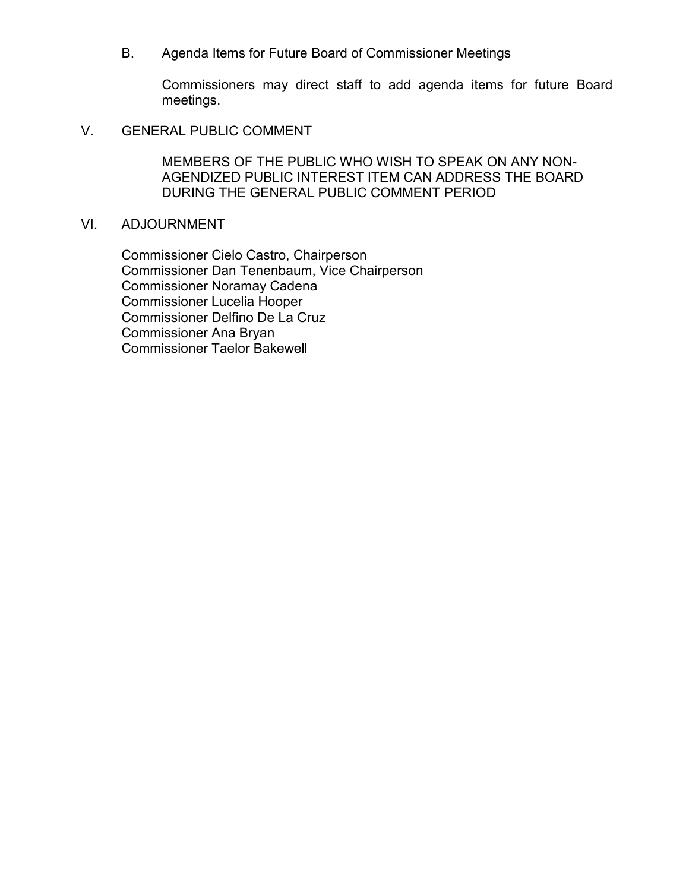B. Agenda Items for Future Board of Commissioner Meetings

Commissioners may direct staff to add agenda items for future Board meetings.

V. GENERAL PUBLIC COMMENT

MEMBERS OF THE PUBLIC WHO WISH TO SPEAK ON ANY NON-AGENDIZED PUBLIC INTEREST ITEM CAN ADDRESS THE BOARD DURING THE GENERAL PUBLIC COMMENT PERIOD

VI. ADJOURNMENT

Commissioner Cielo Castro, Chairperson
Commissioner Dan Tenenbaum, Vice Chairperson
Commissioner Noramay Cadena
Commissioner Lucelia Hooper
Commissioner Delfino De La Cruz
Commissioner Ana Bryan
Commissioner Taelor Bakewell